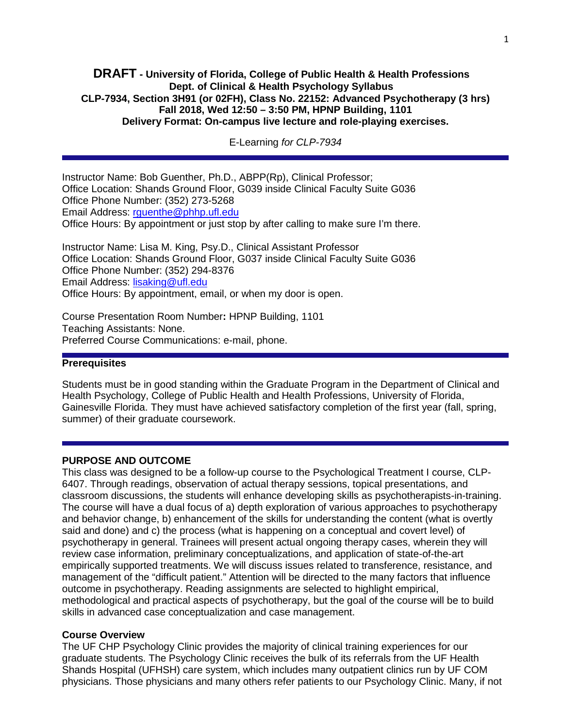**DRAFT - University of Florida, College of Public Health & Health Professions**
**Dept. of Clinical & Health Psychology Syllabus**
**CLP-7934, Section 3H91 (or 02FH), Class No. 22152: Advanced Psychotherapy (3 hrs)**
**Fall 2018, Wed 12:50 – 3:50 PM, HPNP Building, 1101**
**Delivery Format: On-campus live lecture and role-playing exercises.**

E-Learning *for CLP-7934*

---

Instructor Name: Bob Guenther, Ph.D., ABPP(Rp), Clinical Professor;
Office Location: Shands Ground Floor, G039 inside Clinical Faculty Suite G036
Office Phone Number: (352) 273-5268
Email Address: rguenthe@phhp.ufl.edu
Office Hours: By appointment or just stop by after calling to make sure I'm there.

Instructor Name: Lisa M. King, Psy.D., Clinical Assistant Professor
Office Location: Shands Ground Floor, G037 inside Clinical Faculty Suite G036
Office Phone Number: (352) 294-8376
Email Address: lisaking@ufl.edu
Office Hours: By appointment, email, or when my door is open.

Course Presentation Room Number**:** HPNP Building, 1101
Teaching Assistants: None.
Preferred Course Communications: e-mail, phone.

---

## Prerequisites

Students must be in good standing within the Graduate Program in the Department of Clinical and Health Psychology, College of Public Health and Health Professions, University of Florida, Gainesville Florida. They must have achieved satisfactory completion of the first year (fall, spring, summer) of their graduate coursework.

---

## PURPOSE AND OUTCOME

This class was designed to be a follow-up course to the Psychological Treatment I course, CLP-6407. Through readings, observation of actual therapy sessions, topical presentations, and classroom discussions, the students will enhance developing skills as psychotherapists-in-training. The course will have a dual focus of a) depth exploration of various approaches to psychotherapy and behavior change, b) enhancement of the skills for understanding the content (what is overtly said and done) and c) the process (what is happening on a conceptual and covert level) of psychotherapy in general. Trainees will present actual ongoing therapy cases, wherein they will review case information, preliminary conceptualizations, and application of state-of-the-art empirically supported treatments. We will discuss issues related to transference, resistance, and management of the "difficult patient." Attention will be directed to the many factors that influence outcome in psychotherapy. Reading assignments are selected to highlight empirical, methodological and practical aspects of psychotherapy, but the goal of the course will be to build skills in advanced case conceptualization and case management.

### Course Overview

The UF CHP Psychology Clinic provides the majority of clinical training experiences for our graduate students. The Psychology Clinic receives the bulk of its referrals from the UF Health Shands Hospital (UFHSH) care system, which includes many outpatient clinics run by UF COM physicians. Those physicians and many others refer patients to our Psychology Clinic. Many, if not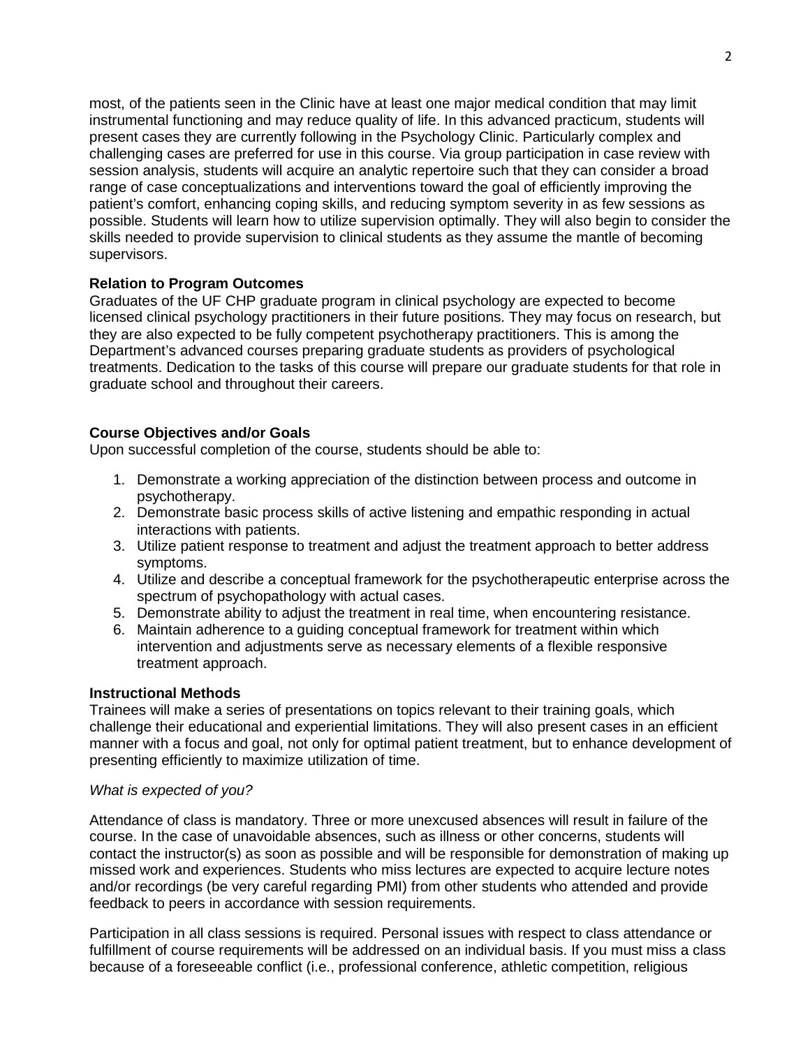most, of the patients seen in the Clinic have at least one major medical condition that may limit instrumental functioning and may reduce quality of life. In this advanced practicum, students will present cases they are currently following in the Psychology Clinic. Particularly complex and challenging cases are preferred for use in this course. Via group participation in case review with session analysis, students will acquire an analytic repertoire such that they can consider a broad range of case conceptualizations and interventions toward the goal of efficiently improving the patient's comfort, enhancing coping skills, and reducing symptom severity in as few sessions as possible. Students will learn how to utilize supervision optimally. They will also begin to consider the skills needed to provide supervision to clinical students as they assume the mantle of becoming supervisors.

**Relation to Program Outcomes**

Graduates of the UF CHP graduate program in clinical psychology are expected to become licensed clinical psychology practitioners in their future positions. They may focus on research, but they are also expected to be fully competent psychotherapy practitioners. This is among the Department's advanced courses preparing graduate students as providers of psychological treatments. Dedication to the tasks of this course will prepare our graduate students for that role in graduate school and throughout their careers.

**Course Objectives and/or Goals**

Upon successful completion of the course, students should be able to:

1. Demonstrate a working appreciation of the distinction between process and outcome in psychotherapy.
2. Demonstrate basic process skills of active listening and empathic responding in actual interactions with patients.
3. Utilize patient response to treatment and adjust the treatment approach to better address symptoms.
4. Utilize and describe a conceptual framework for the psychotherapeutic enterprise across the spectrum of psychopathology with actual cases.
5. Demonstrate ability to adjust the treatment in real time, when encountering resistance.
6. Maintain adherence to a guiding conceptual framework for treatment within which intervention and adjustments serve as necessary elements of a flexible responsive treatment approach.

**Instructional Methods**

Trainees will make a series of presentations on topics relevant to their training goals, which challenge their educational and experiential limitations. They will also present cases in an efficient manner with a focus and goal, not only for optimal patient treatment, but to enhance development of presenting efficiently to maximize utilization of time.

*What is expected of you?*

Attendance of class is mandatory. Three or more unexcused absences will result in failure of the course. In the case of unavoidable absences, such as illness or other concerns, students will contact the instructor(s) as soon as possible and will be responsible for demonstration of making up missed work and experiences. Students who miss lectures are expected to acquire lecture notes and/or recordings (be very careful regarding PMI) from other students who attended and provide feedback to peers in accordance with session requirements.

Participation in all class sessions is required. Personal issues with respect to class attendance or fulfillment of course requirements will be addressed on an individual basis. If you must miss a class because of a foreseeable conflict (i.e., professional conference, athletic competition, religious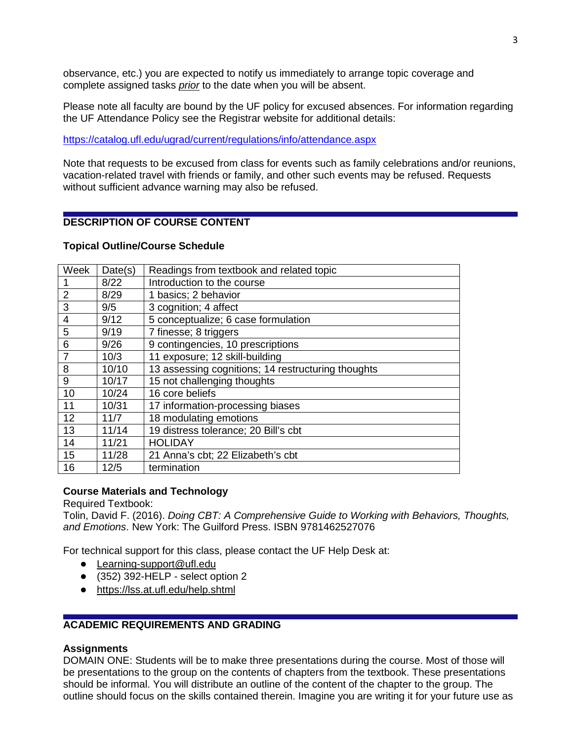observance, etc.) you are expected to notify us immediately to arrange topic coverage and complete assigned tasks *prior* to the date when you will be absent.

Please note all faculty are bound by the UF policy for excused absences. For information regarding the UF Attendance Policy see the Registrar website for additional details:

https://catalog.ufl.edu/ugrad/current/regulations/info/attendance.aspx

Note that requests to be excused from class for events such as family celebrations and/or reunions, vacation-related travel with friends or family, and other such events may be refused. Requests without sufficient advance warning may also be refused.

## DESCRIPTION OF COURSE CONTENT

### Topical Outline/Course Schedule

| Week | Date(s) | Readings from textbook and related topic |
|---|---|---|
| 1 | 8/22 | Introduction to the course |
| 2 | 8/29 | 1 basics; 2 behavior |
| 3 | 9/5 | 3 cognition; 4 affect |
| 4 | 9/12 | 5 conceptualize; 6 case formulation |
| 5 | 9/19 | 7 finesse; 8 triggers |
| 6 | 9/26 | 9 contingencies, 10 prescriptions |
| 7 | 10/3 | 11 exposure; 12 skill-building |
| 8 | 10/10 | 13 assessing cognitions; 14 restructuring thoughts |
| 9 | 10/17 | 15 not challenging thoughts |
| 10 | 10/24 | 16 core beliefs |
| 11 | 10/31 | 17 information-processing biases |
| 12 | 11/7 | 18 modulating emotions |
| 13 | 11/14 | 19 distress tolerance; 20 Bill's cbt |
| 14 | 11/21 | HOLIDAY |
| 15 | 11/28 | 21 Anna's cbt; 22 Elizabeth's cbt |
| 16 | 12/5 | termination |

### Course Materials and Technology

Required Textbook:
Tolin, David F. (2016). *Doing CBT: A Comprehensive Guide to Working with Behaviors, Thoughts, and Emotions*. New York: The Guilford Press. ISBN 9781462527076

For technical support for this class, please contact the UF Help Desk at:

- Learning-support@ufl.edu
- (352) 392-HELP - select option 2
- https://lss.at.ufl.edu/help.shtml

## ACADEMIC REQUIREMENTS AND GRADING

### Assignments

DOMAIN ONE: Students will be to make three presentations during the course. Most of those will be presentations to the group on the contents of chapters from the textbook. These presentations should be informal. You will distribute an outline of the content of the chapter to the group. The outline should focus on the skills contained therein. Imagine you are writing it for your future use as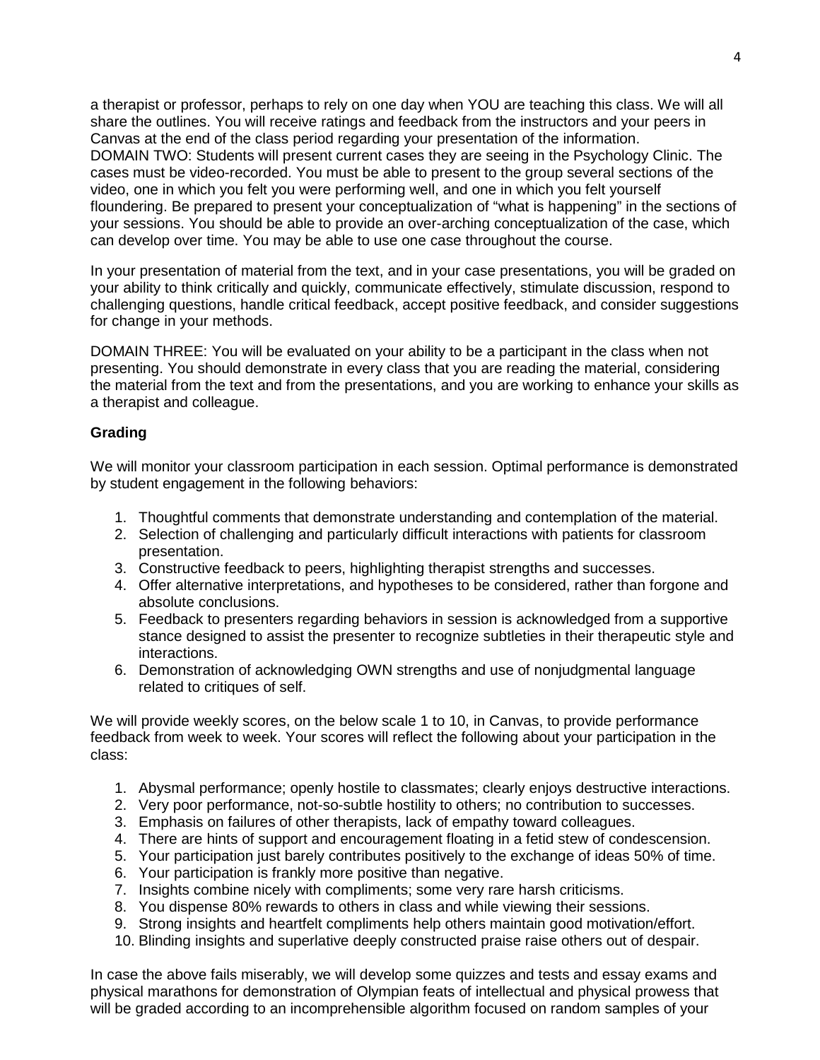a therapist or professor, perhaps to rely on one day when YOU are teaching this class. We will all share the outlines. You will receive ratings and feedback from the instructors and your peers in Canvas at the end of the class period regarding your presentation of the information.
DOMAIN TWO: Students will present current cases they are seeing in the Psychology Clinic. The cases must be video-recorded. You must be able to present to the group several sections of the video, one in which you felt you were performing well, and one in which you felt yourself floundering. Be prepared to present your conceptualization of "what is happening" in the sections of your sessions. You should be able to provide an over-arching conceptualization of the case, which can develop over time. You may be able to use one case throughout the course.

In your presentation of material from the text, and in your case presentations, you will be graded on your ability to think critically and quickly, communicate effectively, stimulate discussion, respond to challenging questions, handle critical feedback, accept positive feedback, and consider suggestions for change in your methods.

DOMAIN THREE: You will be evaluated on your ability to be a participant in the class when not presenting. You should demonstrate in every class that you are reading the material, considering the material from the text and from the presentations, and you are working to enhance your skills as a therapist and colleague.

**Grading**

We will monitor your classroom participation in each session. Optimal performance is demonstrated by student engagement in the following behaviors:

1. Thoughtful comments that demonstrate understanding and contemplation of the material.
2. Selection of challenging and particularly difficult interactions with patients for classroom presentation.
3. Constructive feedback to peers, highlighting therapist strengths and successes.
4. Offer alternative interpretations, and hypotheses to be considered, rather than forgone and absolute conclusions.
5. Feedback to presenters regarding behaviors in session is acknowledged from a supportive stance designed to assist the presenter to recognize subtleties in their therapeutic style and interactions.
6. Demonstration of acknowledging OWN strengths and use of nonjudgmental language related to critiques of self.

We will provide weekly scores, on the below scale 1 to 10, in Canvas, to provide performance feedback from week to week. Your scores will reflect the following about your participation in the class:

1. Abysmal performance; openly hostile to classmates; clearly enjoys destructive interactions.
2. Very poor performance, not-so-subtle hostility to others; no contribution to successes.
3. Emphasis on failures of other therapists, lack of empathy toward colleagues.
4. There are hints of support and encouragement floating in a fetid stew of condescension.
5. Your participation just barely contributes positively to the exchange of ideas 50% of time.
6. Your participation is frankly more positive than negative.
7. Insights combine nicely with compliments; some very rare harsh criticisms.
8. You dispense 80% rewards to others in class and while viewing their sessions.
9. Strong insights and heartfelt compliments help others maintain good motivation/effort.
10. Blinding insights and superlative deeply constructed praise raise others out of despair.

In case the above fails miserably, we will develop some quizzes and tests and essay exams and physical marathons for demonstration of Olympian feats of intellectual and physical prowess that will be graded according to an incomprehensible algorithm focused on random samples of your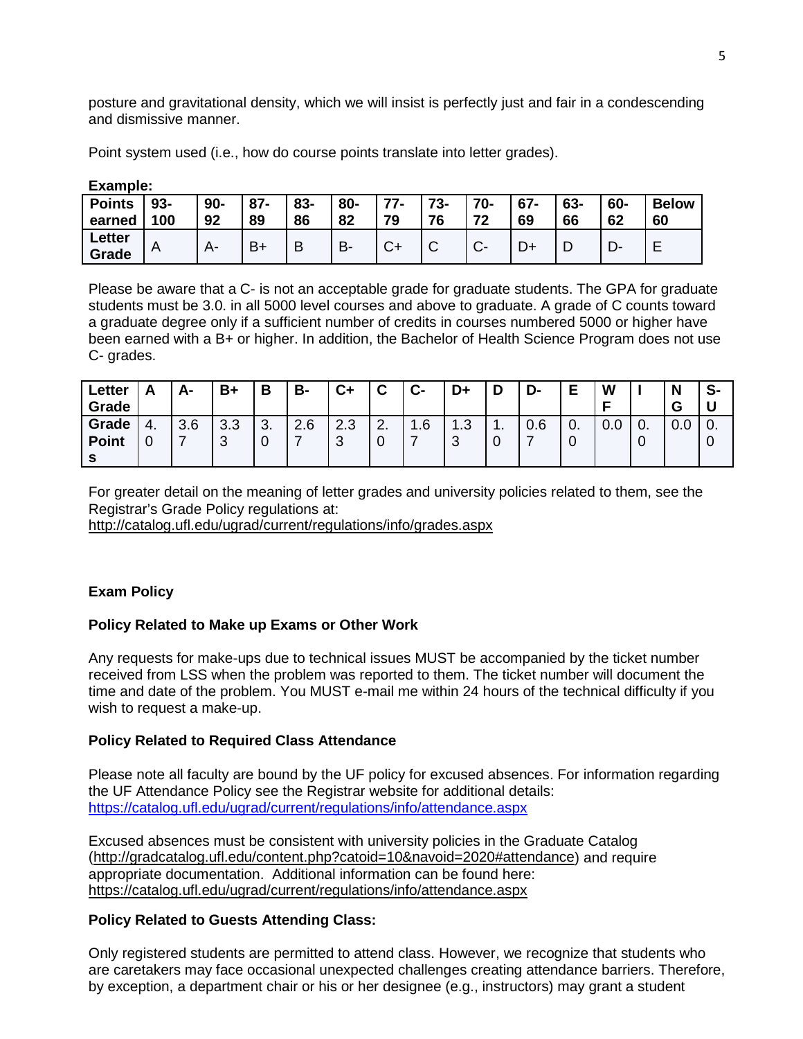posture and gravitational density, which we will insist is perfectly just and fair in a condescending and dismissive manner.

Point system used (i.e., how do course points translate into letter grades).

**Example:**

| **Points earned** | **93-100** | **90-92** | **87-89** | **83-86** | **80-82** | **77-79** | **73-76** | **70-72** | **67-69** | **63-66** | **60-62** | **Below 60** |
|---|---|---|---|---|---|---|---|---|---|---|---|---|
| **Letter Grade** | A | A- | B+ | B | B- | C+ | C | C- | D+ | D | D- | E |

Please be aware that a C- is not an acceptable grade for graduate students. The GPA for graduate students must be 3.0. in all 5000 level courses and above to graduate. A grade of C counts toward a graduate degree only if a sufficient number of credits in courses numbered 5000 or higher have been earned with a B+ or higher. In addition, the Bachelor of Health Science Program does not use C- grades.

| **Letter Grade** | **A** | **A-** | **B+** | **B** | **B-** | **C+** | **C** | **C-** | **D+** | **D** | **D-** | **E** | **WF** | **I** | **NG** | **S-U** |
|---|---|---|---|---|---|---|---|---|---|---|---|---|---|---|---|---|
| **Grade Points** | 4.0 | 3.67 | 3.33 | 3.0 | 2.67 | 2.33 | 2.0 | 1.67 | 1.33 | 1.0 | 0.67 | 0.0 | 0.0 | 0.0 | 0.0 | 0.0 |

For greater detail on the meaning of letter grades and university policies related to them, see the Registrar's Grade Policy regulations at:
http://catalog.ufl.edu/ugrad/current/regulations/info/grades.aspx

**Exam Policy**

**Policy Related to Make up Exams or Other Work**

Any requests for make-ups due to technical issues MUST be accompanied by the ticket number received from LSS when the problem was reported to them. The ticket number will document the time and date of the problem. You MUST e-mail me within 24 hours of the technical difficulty if you wish to request a make-up.

**Policy Related to Required Class Attendance**

Please note all faculty are bound by the UF policy for excused absences. For information regarding the UF Attendance Policy see the Registrar website for additional details:
https://catalog.ufl.edu/ugrad/current/regulations/info/attendance.aspx

Excused absences must be consistent with university policies in the Graduate Catalog (http://gradcatalog.ufl.edu/content.php?catoid=10&navoid=2020#attendance) and require appropriate documentation. Additional information can be found here:
https://catalog.ufl.edu/ugrad/current/regulations/info/attendance.aspx

**Policy Related to Guests Attending Class:**

Only registered students are permitted to attend class. However, we recognize that students who are caretakers may face occasional unexpected challenges creating attendance barriers. Therefore, by exception, a department chair or his or her designee (e.g., instructors) may grant a student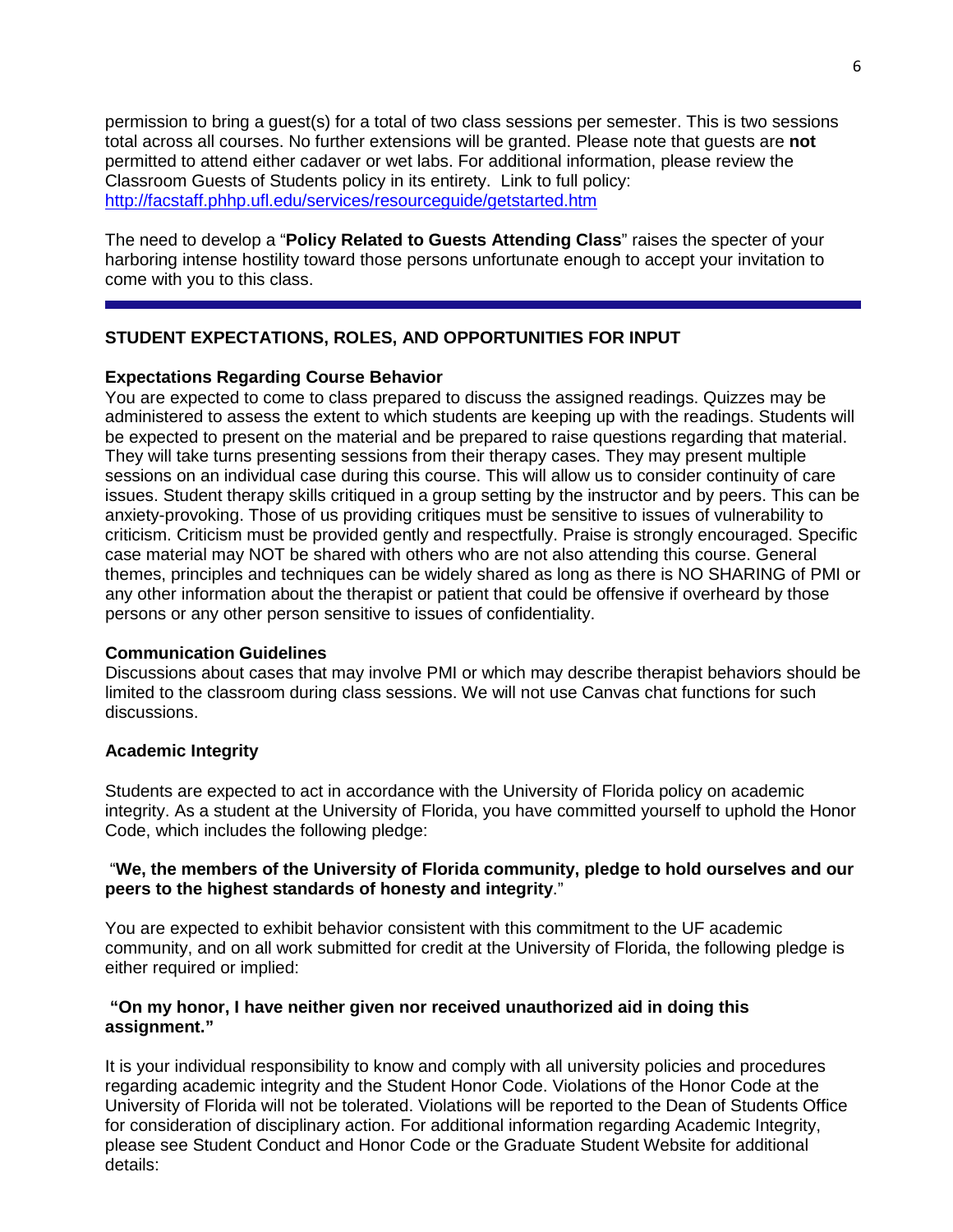permission to bring a guest(s) for a total of two class sessions per semester. This is two sessions total across all courses. No further extensions will be granted. Please note that guests are **not** permitted to attend either cadaver or wet labs. For additional information, please review the Classroom Guests of Students policy in its entirety. Link to full policy: [http://facstaff.phhp.ufl.edu/services/resourceguide/getstarted.htm](http://facstaff.phhp.ufl.edu/services/resourceguide/getstarted.htm)

The need to develop a "**Policy Related to Guests Attending Class**" raises the specter of your harboring intense hostility toward those persons unfortunate enough to accept your invitation to come with you to this class.

---

## STUDENT EXPECTATIONS, ROLES, AND OPPORTUNITIES FOR INPUT

### Expectations Regarding Course Behavior

You are expected to come to class prepared to discuss the assigned readings. Quizzes may be administered to assess the extent to which students are keeping up with the readings. Students will be expected to present on the material and be prepared to raise questions regarding that material. They will take turns presenting sessions from their therapy cases. They may present multiple sessions on an individual case during this course. This will allow us to consider continuity of care issues. Student therapy skills critiqued in a group setting by the instructor and by peers. This can be anxiety-provoking. Those of us providing critiques must be sensitive to issues of vulnerability to criticism. Criticism must be provided gently and respectfully. Praise is strongly encouraged. Specific case material may NOT be shared with others who are not also attending this course. General themes, principles and techniques can be widely shared as long as there is NO SHARING of PMI or any other information about the therapist or patient that could be offensive if overheard by those persons or any other person sensitive to issues of confidentiality.

### Communication Guidelines

Discussions about cases that may involve PMI or which may describe therapist behaviors should be limited to the classroom during class sessions. We will not use Canvas chat functions for such discussions.

### Academic Integrity

Students are expected to act in accordance with the University of Florida policy on academic integrity. As a student at the University of Florida, you have committed yourself to uphold the Honor Code, which includes the following pledge:

"**We, the members of the University of Florida community, pledge to hold ourselves and our peers to the highest standards of honesty and integrity**."

You are expected to exhibit behavior consistent with this commitment to the UF academic community, and on all work submitted for credit at the University of Florida, the following pledge is either required or implied:

**"On my honor, I have neither given nor received unauthorized aid in doing this assignment."**

It is your individual responsibility to know and comply with all university policies and procedures regarding academic integrity and the Student Honor Code. Violations of the Honor Code at the University of Florida will not be tolerated. Violations will be reported to the Dean of Students Office for consideration of disciplinary action. For additional information regarding Academic Integrity, please see Student Conduct and Honor Code or the Graduate Student Website for additional details: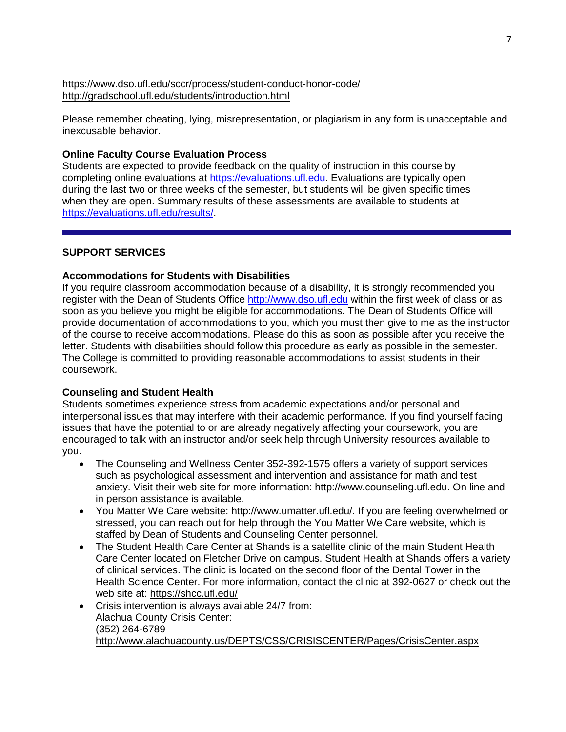https://www.dso.ufl.edu/sccr/process/student-conduct-honor-code/
http://gradschool.ufl.edu/students/introduction.html

Please remember cheating, lying, misrepresentation, or plagiarism in any form is unacceptable and inexcusable behavior.

**Online Faculty Course Evaluation Process**

Students are expected to provide feedback on the quality of instruction in this course by completing online evaluations at https://evaluations.ufl.edu. Evaluations are typically open during the last two or three weeks of the semester, but students will be given specific times when they are open. Summary results of these assessments are available to students at https://evaluations.ufl.edu/results/.

---

## SUPPORT SERVICES

**Accommodations for Students with Disabilities**

If you require classroom accommodation because of a disability, it is strongly recommended you register with the Dean of Students Office http://www.dso.ufl.edu within the first week of class or as soon as you believe you might be eligible for accommodations. The Dean of Students Office will provide documentation of accommodations to you, which you must then give to me as the instructor of the course to receive accommodations. Please do this as soon as possible after you receive the letter. Students with disabilities should follow this procedure as early as possible in the semester. The College is committed to providing reasonable accommodations to assist students in their coursework.

**Counseling and Student Health**

Students sometimes experience stress from academic expectations and/or personal and interpersonal issues that may interfere with their academic performance. If you find yourself facing issues that have the potential to or are already negatively affecting your coursework, you are encouraged to talk with an instructor and/or seek help through University resources available to you.

- The Counseling and Wellness Center 352-392-1575 offers a variety of support services such as psychological assessment and intervention and assistance for math and test anxiety. Visit their web site for more information: http://www.counseling.ufl.edu. On line and in person assistance is available.
- You Matter We Care website: http://www.umatter.ufl.edu/. If you are feeling overwhelmed or stressed, you can reach out for help through the You Matter We Care website, which is staffed by Dean of Students and Counseling Center personnel.
- The Student Health Care Center at Shands is a satellite clinic of the main Student Health Care Center located on Fletcher Drive on campus. Student Health at Shands offers a variety of clinical services. The clinic is located on the second floor of the Dental Tower in the Health Science Center. For more information, contact the clinic at 392-0627 or check out the web site at: https://shcc.ufl.edu/
- Crisis intervention is always available 24/7 from:
  Alachua County Crisis Center:
  (352) 264-6789
  http://www.alachuacounty.us/DEPTS/CSS/CRISISCENTER/Pages/CrisisCenter.aspx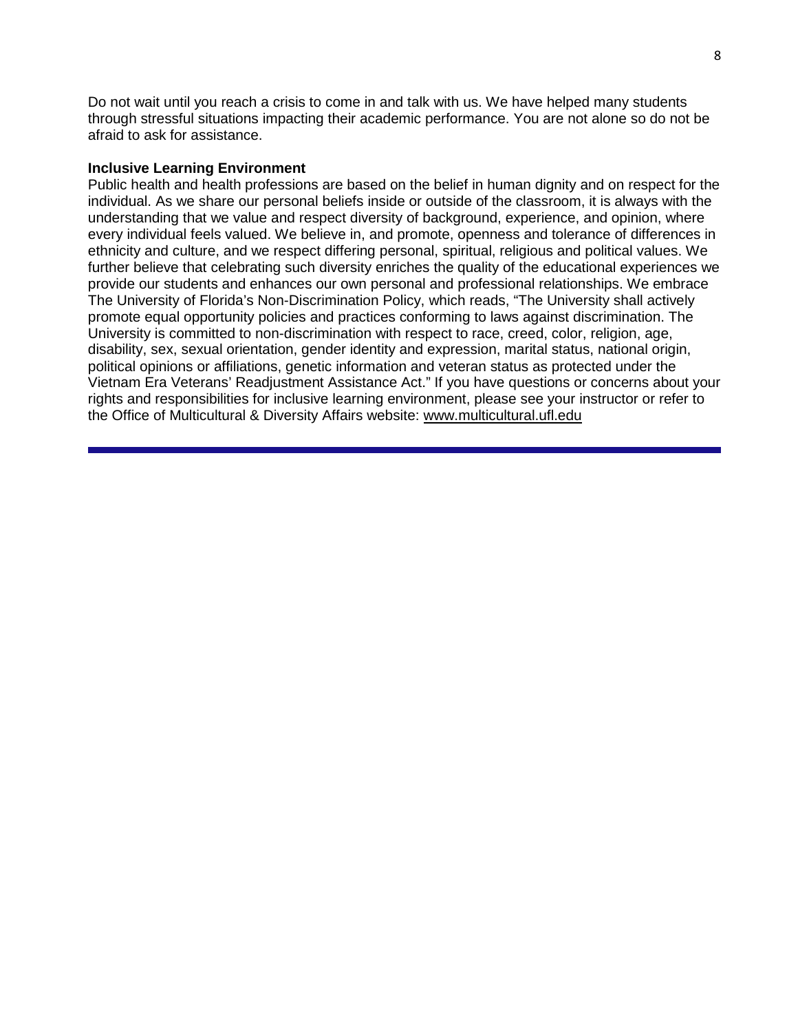Do not wait until you reach a crisis to come in and talk with us. We have helped many students through stressful situations impacting their academic performance. You are not alone so do not be afraid to ask for assistance.

**Inclusive Learning Environment**

Public health and health professions are based on the belief in human dignity and on respect for the individual. As we share our personal beliefs inside or outside of the classroom, it is always with the understanding that we value and respect diversity of background, experience, and opinion, where every individual feels valued. We believe in, and promote, openness and tolerance of differences in ethnicity and culture, and we respect differing personal, spiritual, religious and political values. We further believe that celebrating such diversity enriches the quality of the educational experiences we provide our students and enhances our own personal and professional relationships. We embrace The University of Florida's Non-Discrimination Policy, which reads, "The University shall actively promote equal opportunity policies and practices conforming to laws against discrimination. The University is committed to non-discrimination with respect to race, creed, color, religion, age, disability, sex, sexual orientation, gender identity and expression, marital status, national origin, political opinions or affiliations, genetic information and veteran status as protected under the Vietnam Era Veterans' Readjustment Assistance Act." If you have questions or concerns about your rights and responsibilities for inclusive learning environment, please see your instructor or refer to the Office of Multicultural & Diversity Affairs website: www.multicultural.ufl.edu